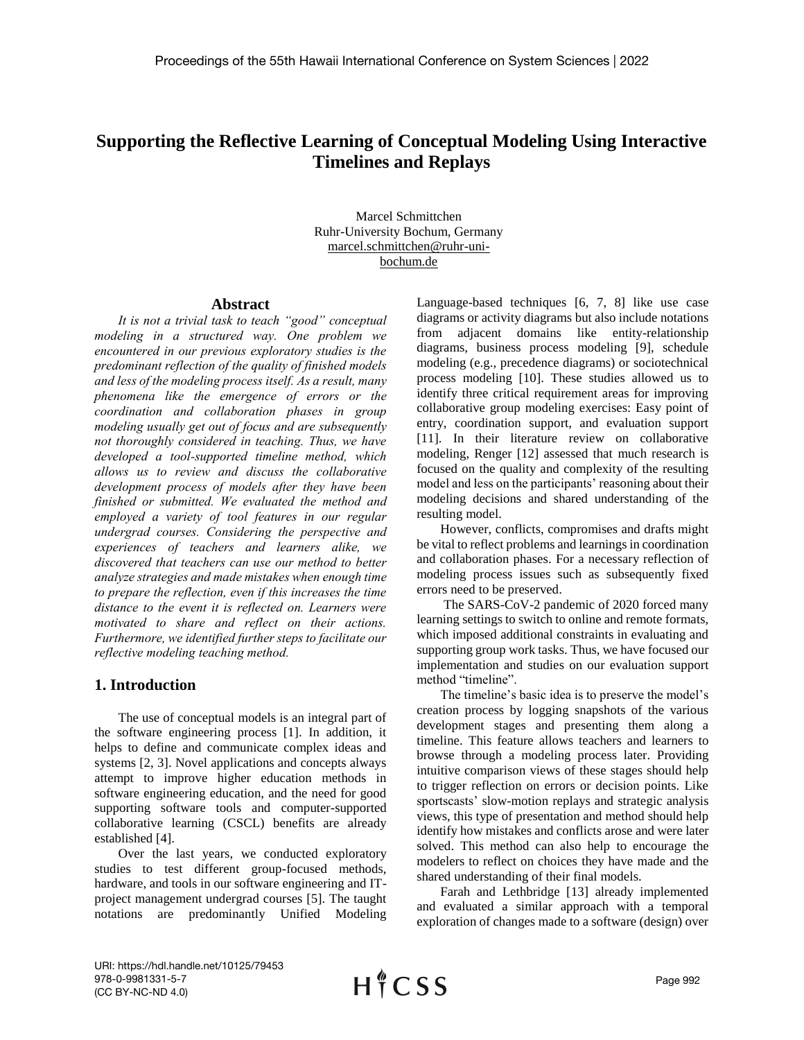# Supporting the Reflective Learning of Conceptual Modeling Using Interactive Timelines and Replays

Marcel Schmittchen
Ruhr-University Bochum, Germany
marcel.schmittchen@ruhr-uni-bochum.de

## Abstract

*It is not a trivial task to teach "good" conceptual modeling in a structured way. One problem we encountered in our previous exploratory studies is the predominant reflection of the quality of finished models and less of the modeling process itself. As a result, many phenomena like the emergence of errors or the coordination and collaboration phases in group modeling usually get out of focus and are subsequently not thoroughly considered in teaching. Thus, we have developed a tool-supported timeline method, which allows us to review and discuss the collaborative development process of models after they have been finished or submitted. We evaluated the method and employed a variety of tool features in our regular undergrad courses. Considering the perspective and experiences of teachers and learners alike, we discovered that teachers can use our method to better analyze strategies and made mistakes when enough time to prepare the reflection, even if this increases the time distance to the event it is reflected on. Learners were motivated to share and reflect on their actions. Furthermore, we identified further steps to facilitate our reflective modeling teaching method.*

## 1. Introduction

The use of conceptual models is an integral part of the software engineering process [1]. In addition, it helps to define and communicate complex ideas and systems [2, 3]. Novel applications and concepts always attempt to improve higher education methods in software engineering education, and the need for good supporting software tools and computer-supported collaborative learning (CSCL) benefits are already established [4].

Over the last years, we conducted exploratory studies to test different group-focused methods, hardware, and tools in our software engineering and IT-project management undergrad courses [5]. The taught notations are predominantly Unified Modeling Language-based techniques [6, 7, 8] like use case diagrams or activity diagrams but also include notations from adjacent domains like entity-relationship diagrams, business process modeling [9], schedule modeling (e.g., precedence diagrams) or sociotechnical process modeling [10]. These studies allowed us to identify three critical requirement areas for improving collaborative group modeling exercises: Easy point of entry, coordination support, and evaluation support [11]. In their literature review on collaborative modeling, Renger [12] assessed that much research is focused on the quality and complexity of the resulting model and less on the participants' reasoning about their modeling decisions and shared understanding of the resulting model.

However, conflicts, compromises and drafts might be vital to reflect problems and learnings in coordination and collaboration phases. For a necessary reflection of modeling process issues such as subsequently fixed errors need to be preserved.

The SARS-CoV-2 pandemic of 2020 forced many learning settings to switch to online and remote formats, which imposed additional constraints in evaluating and supporting group work tasks. Thus, we have focused our implementation and studies on our evaluation support method "timeline".

The timeline's basic idea is to preserve the model's creation process by logging snapshots of the various development stages and presenting them along a timeline. This feature allows teachers and learners to browse through a modeling process later. Providing intuitive comparison views of these stages should help to trigger reflection on errors or decision points. Like sportscasts' slow-motion replays and strategic analysis views, this type of presentation and method should help identify how mistakes and conflicts arose and were later solved. This method can also help to encourage the modelers to reflect on choices they have made and the shared understanding of their final models.

Farah and Lethbridge [13] already implemented and evaluated a similar approach with a temporal exploration of changes made to a software (design) over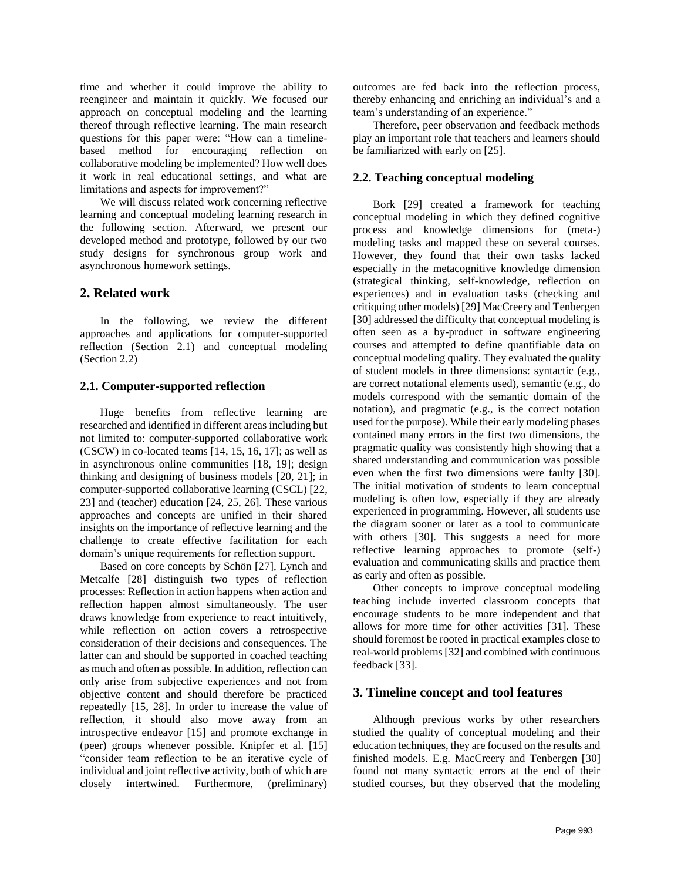time and whether it could improve the ability to reengineer and maintain it quickly. We focused our approach on conceptual modeling and the learning thereof through reflective learning. The main research questions for this paper were: "How can a timeline-based method for encouraging reflection on collaborative modeling be implemented? How well does it work in real educational settings, and what are limitations and aspects for improvement?"

We will discuss related work concerning reflective learning and conceptual modeling learning research in the following section. Afterward, we present our developed method and prototype, followed by our two study designs for synchronous group work and asynchronous homework settings.

## 2. Related work

In the following, we review the different approaches and applications for computer-supported reflection (Section 2.1) and conceptual modeling (Section 2.2)

### 2.1. Computer-supported reflection

Huge benefits from reflective learning are researched and identified in different areas including but not limited to: computer-supported collaborative work (CSCW) in co-located teams [14, 15, 16, 17]; as well as in asynchronous online communities [18, 19]; design thinking and designing of business models [20, 21]; in computer-supported collaborative learning (CSCL) [22, 23] and (teacher) education [24, 25, 26]. These various approaches and concepts are unified in their shared insights on the importance of reflective learning and the challenge to create effective facilitation for each domain's unique requirements for reflection support.

Based on core concepts by Schön [27], Lynch and Metcalfe [28] distinguish two types of reflection processes: Reflection in action happens when action and reflection happen almost simultaneously. The user draws knowledge from experience to react intuitively, while reflection on action covers a retrospective consideration of their decisions and consequences. The latter can and should be supported in coached teaching as much and often as possible. In addition, reflection can only arise from subjective experiences and not from objective content and should therefore be practiced repeatedly [15, 28]. In order to increase the value of reflection, it should also move away from an introspective endeavor [15] and promote exchange in (peer) groups whenever possible. Knipfer et al. [15] "consider team reflection to be an iterative cycle of individual and joint reflective activity, both of which are closely intertwined. Furthermore, (preliminary) outcomes are fed back into the reflection process, thereby enhancing and enriching an individual's and a team's understanding of an experience."

Therefore, peer observation and feedback methods play an important role that teachers and learners should be familiarized with early on [25].

### 2.2. Teaching conceptual modeling

Bork [29] created a framework for teaching conceptual modeling in which they defined cognitive process and knowledge dimensions for (meta-) modeling tasks and mapped these on several courses. However, they found that their own tasks lacked especially in the metacognitive knowledge dimension (strategical thinking, self-knowledge, reflection on experiences) and in evaluation tasks (checking and critiquing other models) [29] MacCreery and Tenbergen [30] addressed the difficulty that conceptual modeling is often seen as a by-product in software engineering courses and attempted to define quantifiable data on conceptual modeling quality. They evaluated the quality of student models in three dimensions: syntactic (e.g., are correct notational elements used), semantic (e.g., do models correspond with the semantic domain of the notation), and pragmatic (e.g., is the correct notation used for the purpose). While their early modeling phases contained many errors in the first two dimensions, the pragmatic quality was consistently high showing that a shared understanding and communication was possible even when the first two dimensions were faulty [30]. The initial motivation of students to learn conceptual modeling is often low, especially if they are already experienced in programming. However, all students use the diagram sooner or later as a tool to communicate with others [30]. This suggests a need for more reflective learning approaches to promote (self-) evaluation and communicating skills and practice them as early and often as possible.

Other concepts to improve conceptual modeling teaching include inverted classroom concepts that encourage students to be more independent and that allows for more time for other activities [31]. These should foremost be rooted in practical examples close to real-world problems [32] and combined with continuous feedback [33].

## 3. Timeline concept and tool features

Although previous works by other researchers studied the quality of conceptual modeling and their education techniques, they are focused on the results and finished models. E.g. MacCreery and Tenbergen [30] found not many syntactic errors at the end of their studied courses, but they observed that the modeling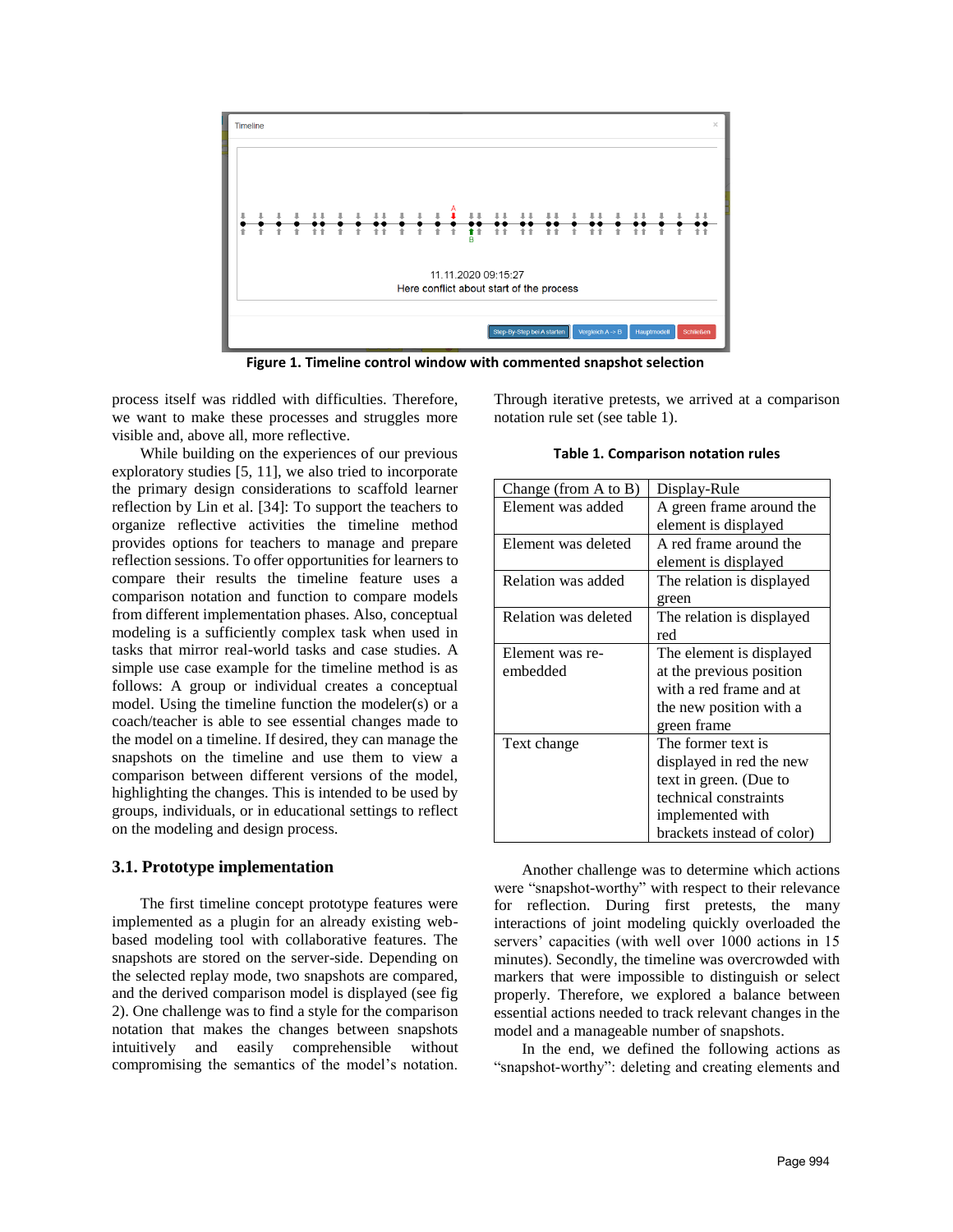Figure 1. Timeline control window with commented snapshot selection

process itself was riddled with difficulties. Therefore, we want to make these processes and struggles more visible and, above all, more reflective.

While building on the experiences of our previous exploratory studies [5, 11], we also tried to incorporate the primary design considerations to scaffold learner reflection by Lin et al. [34]: To support the teachers to organize reflective activities the timeline method provides options for teachers to manage and prepare reflection sessions. To offer opportunities for learners to compare their results the timeline feature uses a comparison notation and function to compare models from different implementation phases. Also, conceptual modeling is a sufficiently complex task when used in tasks that mirror real-world tasks and case studies. A simple use case example for the timeline method is as follows: A group or individual creates a conceptual model. Using the timeline function the modeler(s) or a coach/teacher is able to see essential changes made to the model on a timeline. If desired, they can manage the snapshots on the timeline and use them to view a comparison between different versions of the model, highlighting the changes. This is intended to be used by groups, individuals, or in educational settings to reflect on the modeling and design process.

### 3.1. Prototype implementation

The first timeline concept prototype features were implemented as a plugin for an already existing web-based modeling tool with collaborative features. The snapshots are stored on the server-side. Depending on the selected replay mode, two snapshots are compared, and the derived comparison model is displayed (see fig 2). One challenge was to find a style for the comparison notation that makes the changes between snapshots intuitively and easily comprehensible without compromising the semantics of the model's notation. Through iterative pretests, we arrived at a comparison notation rule set (see table 1).

**Table 1. Comparison notation rules**

| Change (from A to B) | Display-Rule |
|---|---|
| Element was added | A green frame around the element is displayed |
| Element was deleted | A red frame around the element is displayed |
| Relation was added | The relation is displayed green |
| Relation was deleted | The relation is displayed red |
| Element was re-embedded | The element is displayed at the previous position with a red frame and at the new position with a green frame |
| Text change | The former text is displayed in red the new text in green. (Due to technical constraints implemented with brackets instead of color) |

Another challenge was to determine which actions were "snapshot-worthy" with respect to their relevance for reflection. During first pretests, the many interactions of joint modeling quickly overloaded the servers' capacities (with well over 1000 actions in 15 minutes). Secondly, the timeline was overcrowded with markers that were impossible to distinguish or select properly. Therefore, we explored a balance between essential actions needed to track relevant changes in the model and a manageable number of snapshots.

In the end, we defined the following actions as "snapshot-worthy": deleting and creating elements and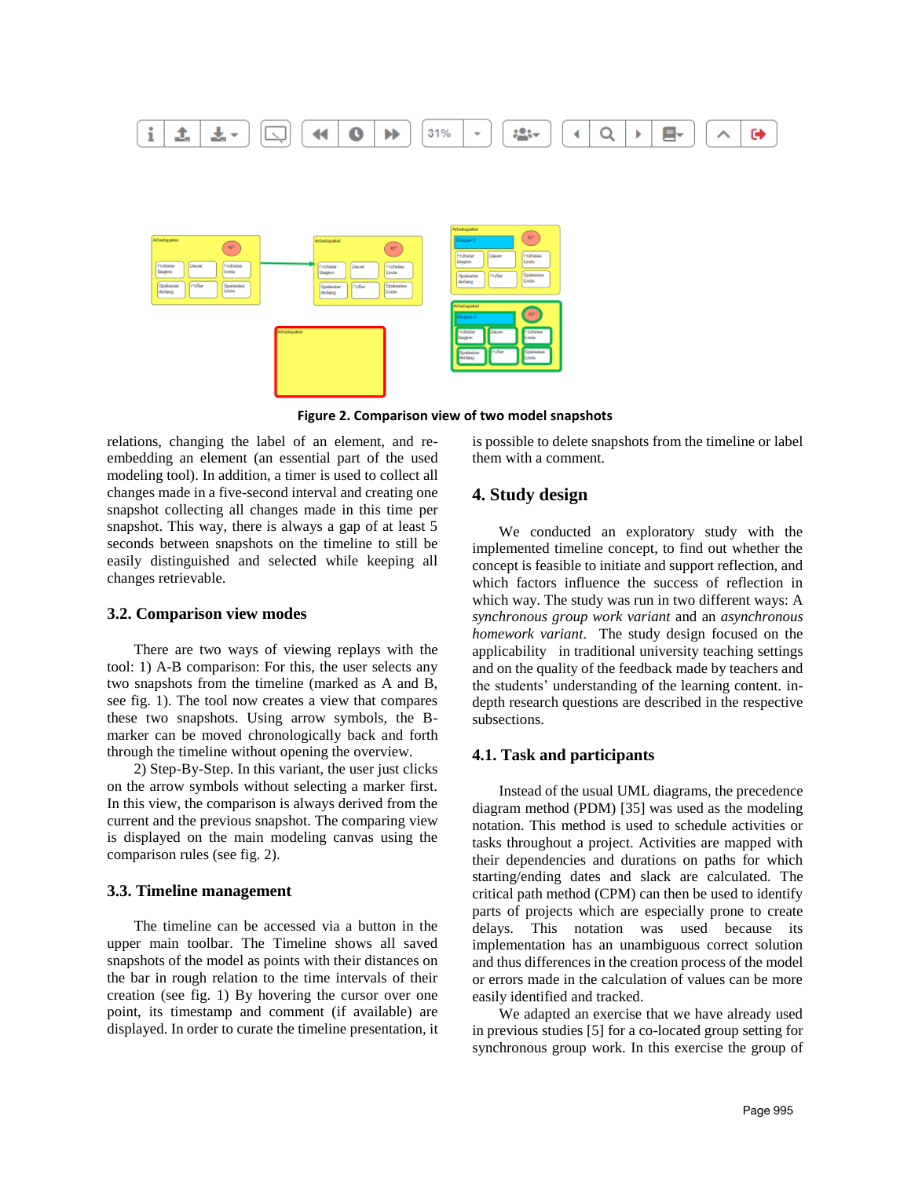**Figure 2. Comparison view of two model snapshots**

relations, changing the label of an element, and re-embedding an element (an essential part of the used modeling tool). In addition, a timer is used to collect all changes made in a five-second interval and creating one snapshot collecting all changes made in this time per snapshot. This way, there is always a gap of at least 5 seconds between snapshots on the timeline to still be easily distinguished and selected while keeping all changes retrievable.

### 3.2. Comparison view modes

There are two ways of viewing replays with the tool: 1) A-B comparison: For this, the user selects any two snapshots from the timeline (marked as A and B, see fig. 1). The tool now creates a view that compares these two snapshots. Using arrow symbols, the B-marker can be moved chronologically back and forth through the timeline without opening the overview.

2) Step-By-Step. In this variant, the user just clicks on the arrow symbols without selecting a marker first. In this view, the comparison is always derived from the current and the previous snapshot. The comparing view is displayed on the main modeling canvas using the comparison rules (see fig. 2).

### 3.3. Timeline management

The timeline can be accessed via a button in the upper main toolbar. The Timeline shows all saved snapshots of the model as points with their distances on the bar in rough relation to the time intervals of their creation (see fig. 1) By hovering the cursor over one point, its timestamp and comment (if available) are displayed. In order to curate the timeline presentation, it is possible to delete snapshots from the timeline or label them with a comment.

## 4. Study design

We conducted an exploratory study with the implemented timeline concept, to find out whether the concept is feasible to initiate and support reflection, and which factors influence the success of reflection in which way. The study was run in two different ways: A *synchronous group work variant* and an *asynchronous homework variant*. The study design focused on the applicability in traditional university teaching settings and on the quality of the feedback made by teachers and the students' understanding of the learning content. in-depth research questions are described in the respective subsections.

### 4.1. Task and participants

Instead of the usual UML diagrams, the precedence diagram method (PDM) [35] was used as the modeling notation. This method is used to schedule activities or tasks throughout a project. Activities are mapped with their dependencies and durations on paths for which starting/ending dates and slack are calculated. The critical path method (CPM) can then be used to identify parts of projects which are especially prone to create delays. This notation was used because its implementation has an unambiguous correct solution and thus differences in the creation process of the model or errors made in the calculation of values can be more easily identified and tracked.

We adapted an exercise that we have already used in previous studies [5] for a co-located group setting for synchronous group work. In this exercise the group of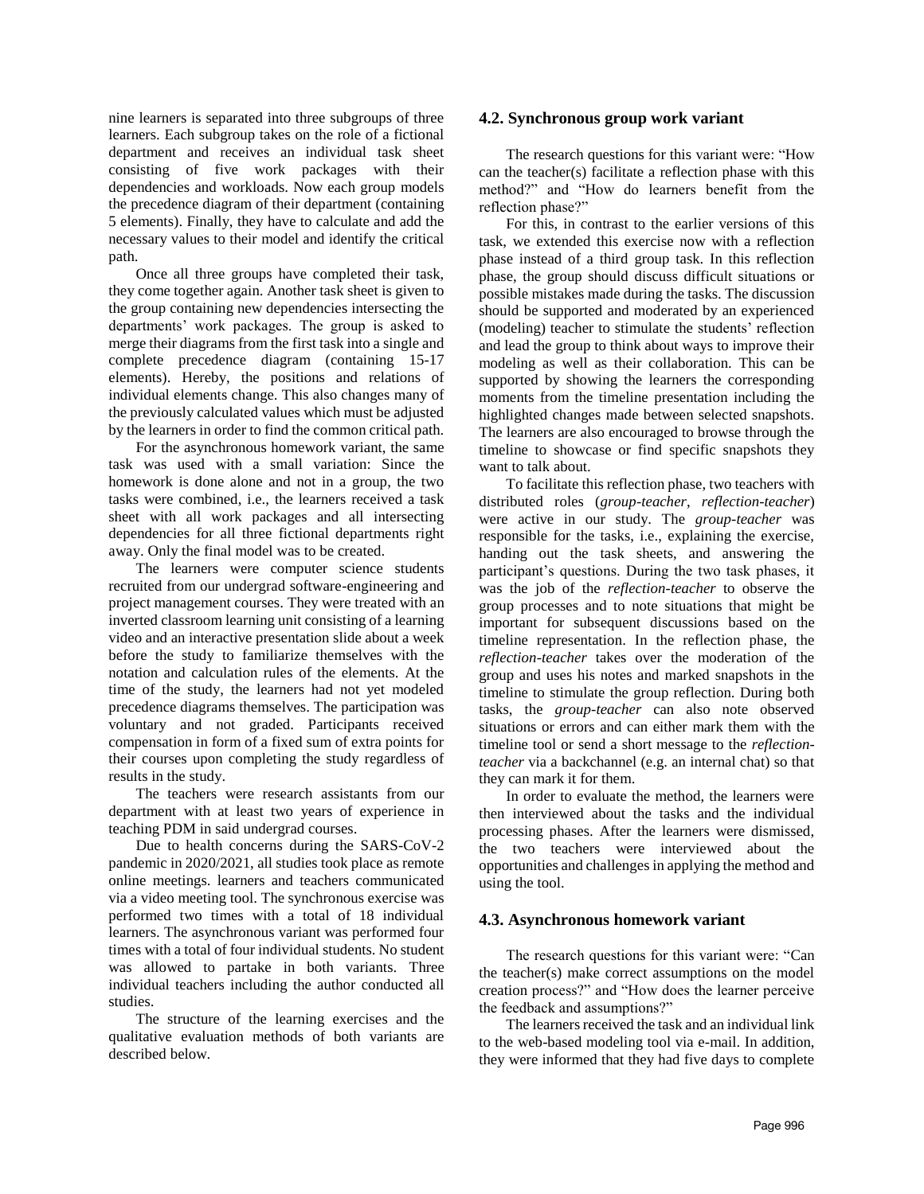nine learners is separated into three subgroups of three learners. Each subgroup takes on the role of a fictional department and receives an individual task sheet consisting of five work packages with their dependencies and workloads. Now each group models the precedence diagram of their department (containing 5 elements). Finally, they have to calculate and add the necessary values to their model and identify the critical path.

Once all three groups have completed their task, they come together again. Another task sheet is given to the group containing new dependencies intersecting the departments' work packages. The group is asked to merge their diagrams from the first task into a single and complete precedence diagram (containing 15-17 elements). Hereby, the positions and relations of individual elements change. This also changes many of the previously calculated values which must be adjusted by the learners in order to find the common critical path.

For the asynchronous homework variant, the same task was used with a small variation: Since the homework is done alone and not in a group, the two tasks were combined, i.e., the learners received a task sheet with all work packages and all intersecting dependencies for all three fictional departments right away. Only the final model was to be created.

The learners were computer science students recruited from our undergrad software-engineering and project management courses. They were treated with an inverted classroom learning unit consisting of a learning video and an interactive presentation slide about a week before the study to familiarize themselves with the notation and calculation rules of the elements. At the time of the study, the learners had not yet modeled precedence diagrams themselves. The participation was voluntary and not graded. Participants received compensation in form of a fixed sum of extra points for their courses upon completing the study regardless of results in the study.

The teachers were research assistants from our department with at least two years of experience in teaching PDM in said undergrad courses.

Due to health concerns during the SARS-CoV-2 pandemic in 2020/2021, all studies took place as remote online meetings. learners and teachers communicated via a video meeting tool. The synchronous exercise was performed two times with a total of 18 individual learners. The asynchronous variant was performed four times with a total of four individual students. No student was allowed to partake in both variants. Three individual teachers including the author conducted all studies.

The structure of the learning exercises and the qualitative evaluation methods of both variants are described below.

### 4.2. Synchronous group work variant

The research questions for this variant were: "How can the teacher(s) facilitate a reflection phase with this method?" and "How do learners benefit from the reflection phase?"

For this, in contrast to the earlier versions of this task, we extended this exercise now with a reflection phase instead of a third group task. In this reflection phase, the group should discuss difficult situations or possible mistakes made during the tasks. The discussion should be supported and moderated by an experienced (modeling) teacher to stimulate the students' reflection and lead the group to think about ways to improve their modeling as well as their collaboration. This can be supported by showing the learners the corresponding moments from the timeline presentation including the highlighted changes made between selected snapshots. The learners are also encouraged to browse through the timeline to showcase or find specific snapshots they want to talk about.

To facilitate this reflection phase, two teachers with distributed roles (*group-teacher*, *reflection-teacher*) were active in our study. The *group-teacher* was responsible for the tasks, i.e., explaining the exercise, handing out the task sheets, and answering the participant's questions. During the two task phases, it was the job of the *reflection-teacher* to observe the group processes and to note situations that might be important for subsequent discussions based on the timeline representation. In the reflection phase, the *reflection-teacher* takes over the moderation of the group and uses his notes and marked snapshots in the timeline to stimulate the group reflection. During both tasks, the *group-teacher* can also note observed situations or errors and can either mark them with the timeline tool or send a short message to the *reflection-teacher* via a backchannel (e.g. an internal chat) so that they can mark it for them.

In order to evaluate the method, the learners were then interviewed about the tasks and the individual processing phases. After the learners were dismissed, the two teachers were interviewed about the opportunities and challenges in applying the method and using the tool.

### 4.3. Asynchronous homework variant

The research questions for this variant were: "Can the teacher(s) make correct assumptions on the model creation process?" and "How does the learner perceive the feedback and assumptions?"

The learners received the task and an individual link to the web-based modeling tool via e-mail. In addition, they were informed that they had five days to complete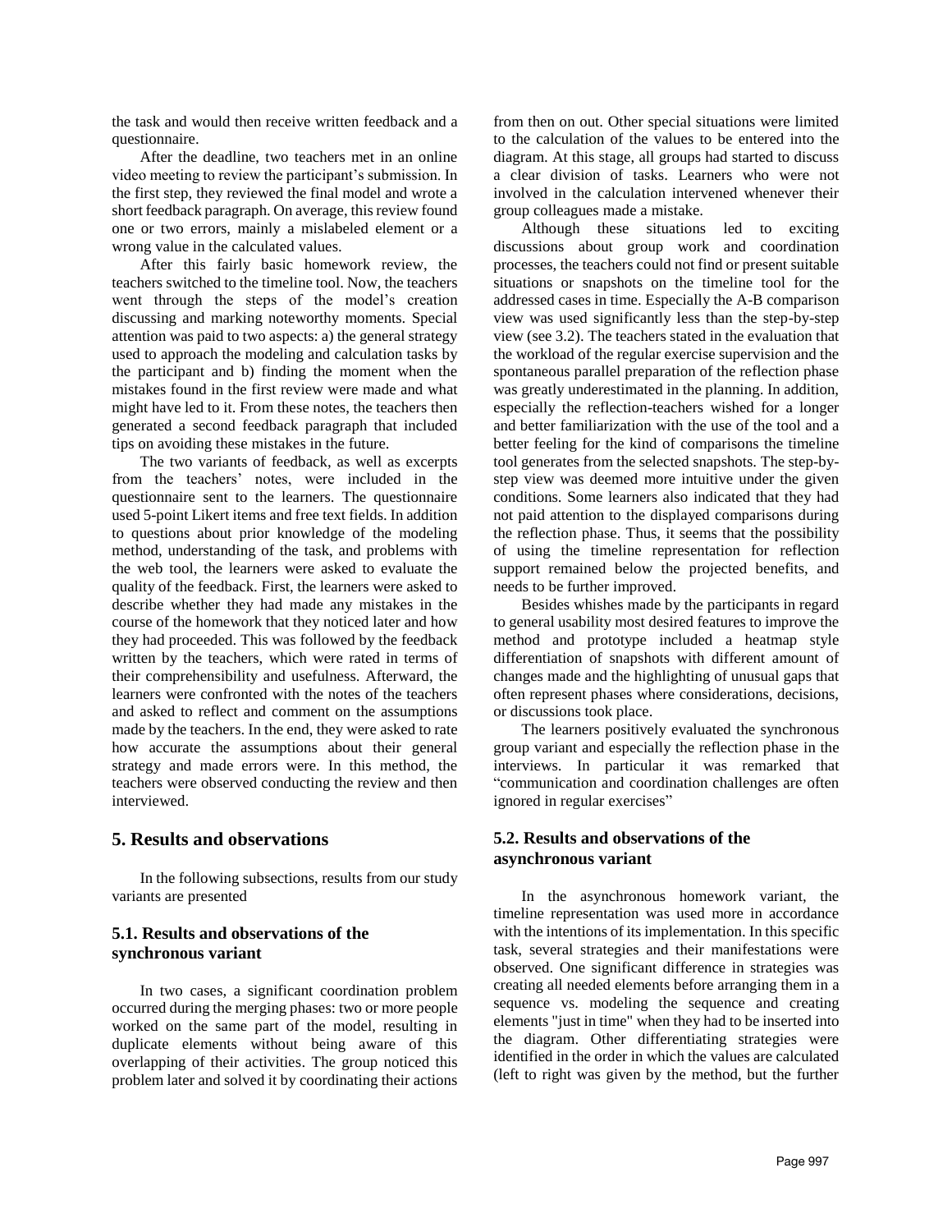the task and would then receive written feedback and a questionnaire.

After the deadline, two teachers met in an online video meeting to review the participant's submission. In the first step, they reviewed the final model and wrote a short feedback paragraph. On average, this review found one or two errors, mainly a mislabeled element or a wrong value in the calculated values.

After this fairly basic homework review, the teachers switched to the timeline tool. Now, the teachers went through the steps of the model's creation discussing and marking noteworthy moments. Special attention was paid to two aspects: a) the general strategy used to approach the modeling and calculation tasks by the participant and b) finding the moment when the mistakes found in the first review were made and what might have led to it. From these notes, the teachers then generated a second feedback paragraph that included tips on avoiding these mistakes in the future.

The two variants of feedback, as well as excerpts from the teachers' notes, were included in the questionnaire sent to the learners. The questionnaire used 5-point Likert items and free text fields. In addition to questions about prior knowledge of the modeling method, understanding of the task, and problems with the web tool, the learners were asked to evaluate the quality of the feedback. First, the learners were asked to describe whether they had made any mistakes in the course of the homework that they noticed later and how they had proceeded. This was followed by the feedback written by the teachers, which were rated in terms of their comprehensibility and usefulness. Afterward, the learners were confronted with the notes of the teachers and asked to reflect and comment on the assumptions made by the teachers. In the end, they were asked to rate how accurate the assumptions about their general strategy and made errors were. In this method, the teachers were observed conducting the review and then interviewed.

## 5. Results and observations

In the following subsections, results from our study variants are presented

### 5.1. Results and observations of the synchronous variant

In two cases, a significant coordination problem occurred during the merging phases: two or more people worked on the same part of the model, resulting in duplicate elements without being aware of this overlapping of their activities. The group noticed this problem later and solved it by coordinating their actions from then on out. Other special situations were limited to the calculation of the values to be entered into the diagram. At this stage, all groups had started to discuss a clear division of tasks. Learners who were not involved in the calculation intervened whenever their group colleagues made a mistake.

Although these situations led to exciting discussions about group work and coordination processes, the teachers could not find or present suitable situations or snapshots on the timeline tool for the addressed cases in time. Especially the A-B comparison view was used significantly less than the step-by-step view (see 3.2). The teachers stated in the evaluation that the workload of the regular exercise supervision and the spontaneous parallel preparation of the reflection phase was greatly underestimated in the planning. In addition, especially the reflection-teachers wished for a longer and better familiarization with the use of the tool and a better feeling for the kind of comparisons the timeline tool generates from the selected snapshots. The step-by-step view was deemed more intuitive under the given conditions. Some learners also indicated that they had not paid attention to the displayed comparisons during the reflection phase. Thus, it seems that the possibility of using the timeline representation for reflection support remained below the projected benefits, and needs to be further improved.

Besides whishes made by the participants in regard to general usability most desired features to improve the method and prototype included a heatmap style differentiation of snapshots with different amount of changes made and the highlighting of unusual gaps that often represent phases where considerations, decisions, or discussions took place.

The learners positively evaluated the synchronous group variant and especially the reflection phase in the interviews. In particular it was remarked that "communication and coordination challenges are often ignored in regular exercises"

### 5.2. Results and observations of the asynchronous variant

In the asynchronous homework variant, the timeline representation was used more in accordance with the intentions of its implementation. In this specific task, several strategies and their manifestations were observed. One significant difference in strategies was creating all needed elements before arranging them in a sequence vs. modeling the sequence and creating elements "just in time" when they had to be inserted into the diagram. Other differentiating strategies were identified in the order in which the values are calculated (left to right was given by the method, but the further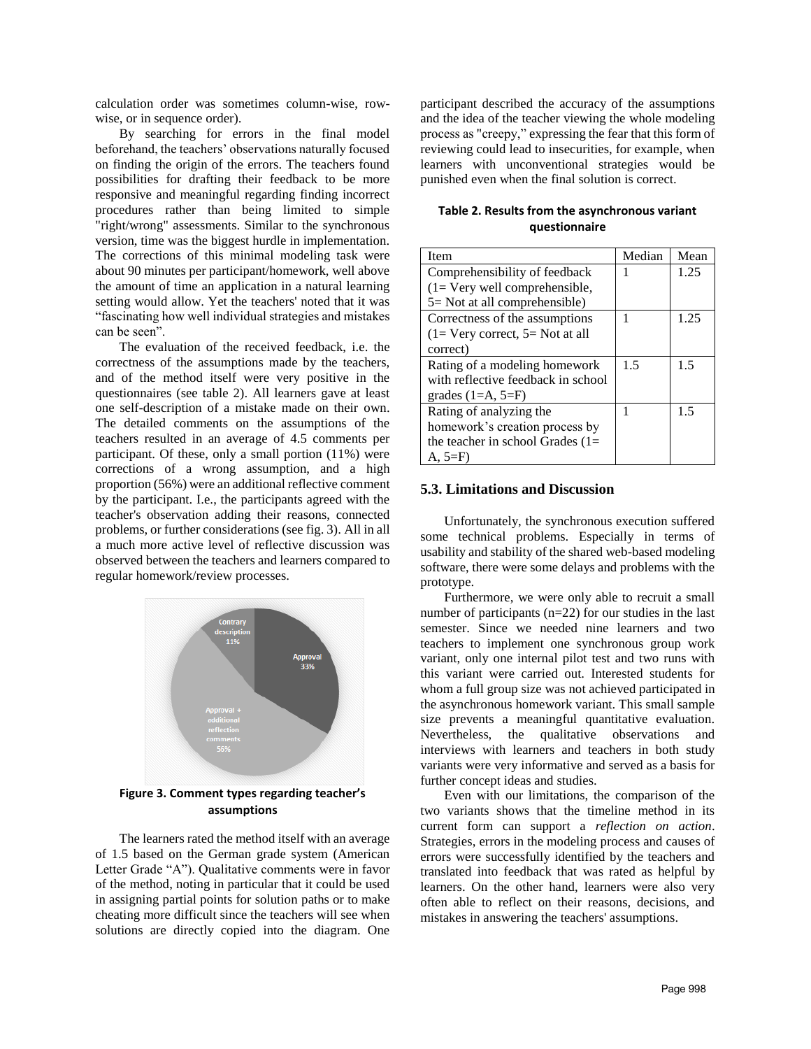calculation order was sometimes column-wise, row-wise, or in sequence order).

By searching for errors in the final model beforehand, the teachers' observations naturally focused on finding the origin of the errors. The teachers found possibilities for drafting their feedback to be more responsive and meaningful regarding finding incorrect procedures rather than being limited to simple "right/wrong" assessments. Similar to the synchronous version, time was the biggest hurdle in implementation. The corrections of this minimal modeling task were about 90 minutes per participant/homework, well above the amount of time an application in a natural learning setting would allow. Yet the teachers' noted that it was "fascinating how well individual strategies and mistakes can be seen".

The evaluation of the received feedback, i.e. the correctness of the assumptions made by the teachers, and of the method itself were very positive in the questionnaires (see table 2). All learners gave at least one self-description of a mistake made on their own. The detailed comments on the assumptions of the teachers resulted in an average of 4.5 comments per participant. Of these, only a small portion (11%) were corrections of a wrong assumption, and a high proportion (56%) were an additional reflective comment by the participant. I.e., the participants agreed with the teacher's observation adding their reasons, connected problems, or further considerations (see fig. 3). All in all a much more active level of reflective discussion was observed between the teachers and learners compared to regular homework/review processes.

Contrary description 11%

Approval 33%

Approval + additional reflection comments 56%

**Figure 3. Comment types regarding teacher's assumptions**

The learners rated the method itself with an average of 1.5 based on the German grade system (American Letter Grade "A"). Qualitative comments were in favor of the method, noting in particular that it could be used in assigning partial points for solution paths or to make cheating more difficult since the teachers will see when solutions are directly copied into the diagram. One participant described the accuracy of the assumptions and the idea of the teacher viewing the whole modeling process as "creepy," expressing the fear that this form of reviewing could lead to insecurities, for example, when learners with unconventional strategies would be punished even when the final solution is correct.

**Table 2. Results from the asynchronous variant questionnaire**

| Item | Median | Mean |
|---|---|---|
| Comprehensibility of feedback (1= Very well comprehensible, 5= Not at all comprehensible) | 1 | 1.25 |
| Correctness of the assumptions (1= Very correct, 5= Not at all correct) | 1 | 1.25 |
| Rating of a modeling homework with reflective feedback in school grades (1=A, 5=F) | 1.5 | 1.5 |
| Rating of analyzing the homework's creation process by the teacher in school Grades (1= A, 5=F) | 1 | 1.5 |

### 5.3. Limitations and Discussion

Unfortunately, the synchronous execution suffered some technical problems. Especially in terms of usability and stability of the shared web-based modeling software, there were some delays and problems with the prototype.

Furthermore, we were only able to recruit a small number of participants (n=22) for our studies in the last semester. Since we needed nine learners and two teachers to implement one synchronous group work variant, only one internal pilot test and two runs with this variant were carried out. Interested students for whom a full group size was not achieved participated in the asynchronous homework variant. This small sample size prevents a meaningful quantitative evaluation. Nevertheless, the qualitative observations and interviews with learners and teachers in both study variants were very informative and served as a basis for further concept ideas and studies.

Even with our limitations, the comparison of the two variants shows that the timeline method in its current form can support a *reflection on action*. Strategies, errors in the modeling process and causes of errors were successfully identified by the teachers and translated into feedback that was rated as helpful by learners. On the other hand, learners were also very often able to reflect on their reasons, decisions, and mistakes in answering the teachers' assumptions.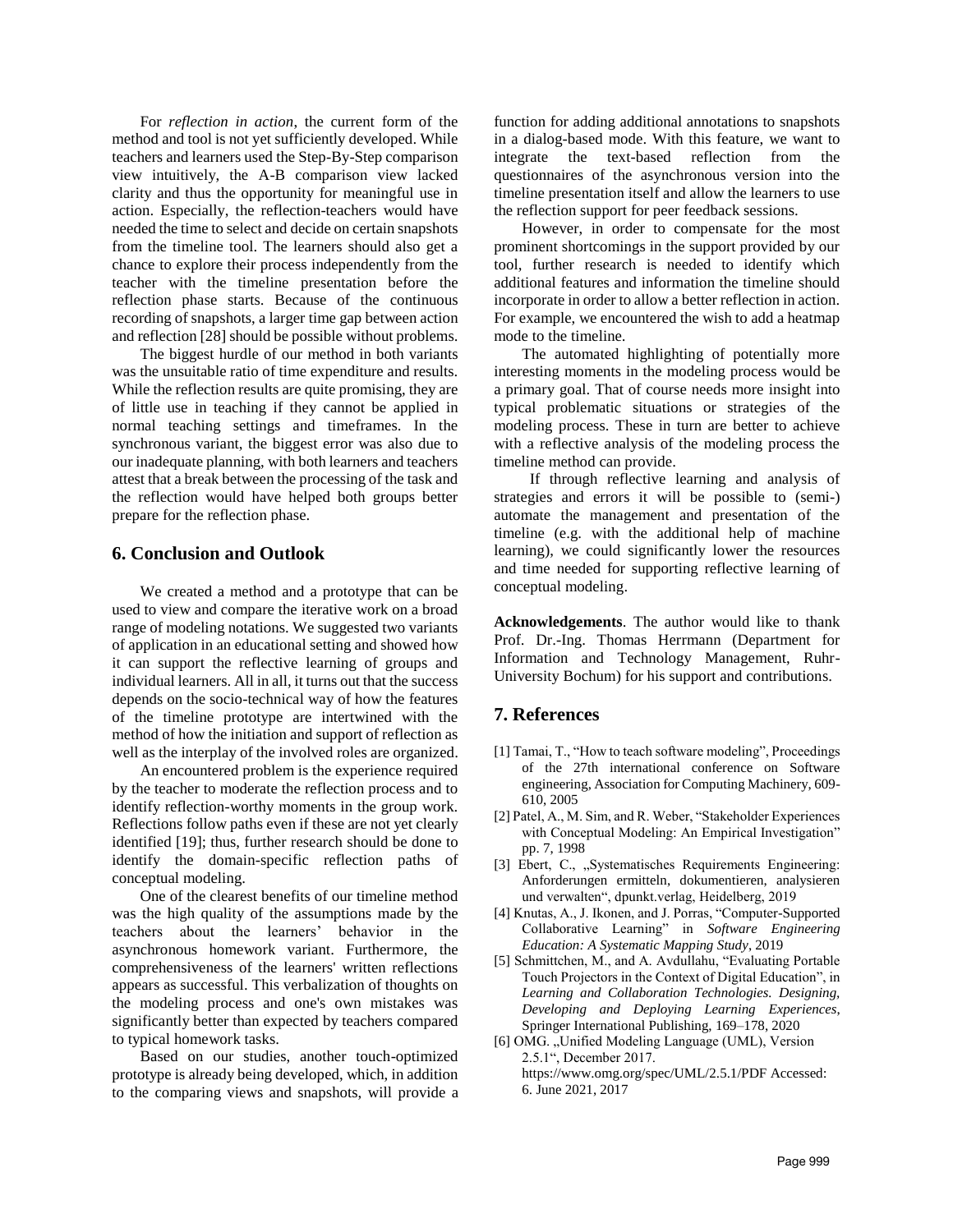For *reflection in action*, the current form of the method and tool is not yet sufficiently developed. While teachers and learners used the Step-By-Step comparison view intuitively, the A-B comparison view lacked clarity and thus the opportunity for meaningful use in action. Especially, the reflection-teachers would have needed the time to select and decide on certain snapshots from the timeline tool. The learners should also get a chance to explore their process independently from the teacher with the timeline presentation before the reflection phase starts. Because of the continuous recording of snapshots, a larger time gap between action and reflection [28] should be possible without problems.

The biggest hurdle of our method in both variants was the unsuitable ratio of time expenditure and results. While the reflection results are quite promising, they are of little use in teaching if they cannot be applied in normal teaching settings and timeframes. In the synchronous variant, the biggest error was also due to our inadequate planning, with both learners and teachers attest that a break between the processing of the task and the reflection would have helped both groups better prepare for the reflection phase.

## 6. Conclusion and Outlook

We created a method and a prototype that can be used to view and compare the iterative work on a broad range of modeling notations. We suggested two variants of application in an educational setting and showed how it can support the reflective learning of groups and individual learners. All in all, it turns out that the success depends on the socio-technical way of how the features of the timeline prototype are intertwined with the method of how the initiation and support of reflection as well as the interplay of the involved roles are organized.

An encountered problem is the experience required by the teacher to moderate the reflection process and to identify reflection-worthy moments in the group work. Reflections follow paths even if these are not yet clearly identified [19]; thus, further research should be done to identify the domain-specific reflection paths of conceptual modeling.

One of the clearest benefits of our timeline method was the high quality of the assumptions made by the teachers about the learners' behavior in the asynchronous homework variant. Furthermore, the comprehensiveness of the learners' written reflections appears as successful. This verbalization of thoughts on the modeling process and one's own mistakes was significantly better than expected by teachers compared to typical homework tasks.

Based on our studies, another touch-optimized prototype is already being developed, which, in addition to the comparing views and snapshots, will provide a function for adding additional annotations to snapshots in a dialog-based mode. With this feature, we want to integrate the text-based reflection from the questionnaires of the asynchronous version into the timeline presentation itself and allow the learners to use the reflection support for peer feedback sessions.

However, in order to compensate for the most prominent shortcomings in the support provided by our tool, further research is needed to identify which additional features and information the timeline should incorporate in order to allow a better reflection in action. For example, we encountered the wish to add a heatmap mode to the timeline.

The automated highlighting of potentially more interesting moments in the modeling process would be a primary goal. That of course needs more insight into typical problematic situations or strategies of the modeling process. These in turn are better to achieve with a reflective analysis of the modeling process the timeline method can provide.

If through reflective learning and analysis of strategies and errors it will be possible to (semi-) automate the management and presentation of the timeline (e.g. with the additional help of machine learning), we could significantly lower the resources and time needed for supporting reflective learning of conceptual modeling.

**Acknowledgements**. The author would like to thank Prof. Dr.-Ing. Thomas Herrmann (Department for Information and Technology Management, Ruhr-University Bochum) for his support and contributions.

## 7. References

[1] Tamai, T., "How to teach software modeling", Proceedings of the 27th international conference on Software engineering, Association for Computing Machinery, 609-610, 2005

[2] Patel, A., M. Sim, and R. Weber, "Stakeholder Experiences with Conceptual Modeling: An Empirical Investigation" pp. 7, 1998

[3] Ebert, C., „Systematisches Requirements Engineering: Anforderungen ermitteln, dokumentieren, analysieren und verwalten", dpunkt.verlag, Heidelberg, 2019

[4] Knutas, A., J. Ikonen, and J. Porras, "Computer-Supported Collaborative Learning" in *Software Engineering Education: A Systematic Mapping Study*, 2019

[5] Schmittchen, M., and A. Avdullahu, "Evaluating Portable Touch Projectors in the Context of Digital Education", in *Learning and Collaboration Technologies. Designing, Developing and Deploying Learning Experiences*, Springer International Publishing, 169–178, 2020

[6] OMG. „Unified Modeling Language (UML), Version 2.5.1", December 2017. https://www.omg.org/spec/UML/2.5.1/PDF Accessed: 6. June 2021, 2017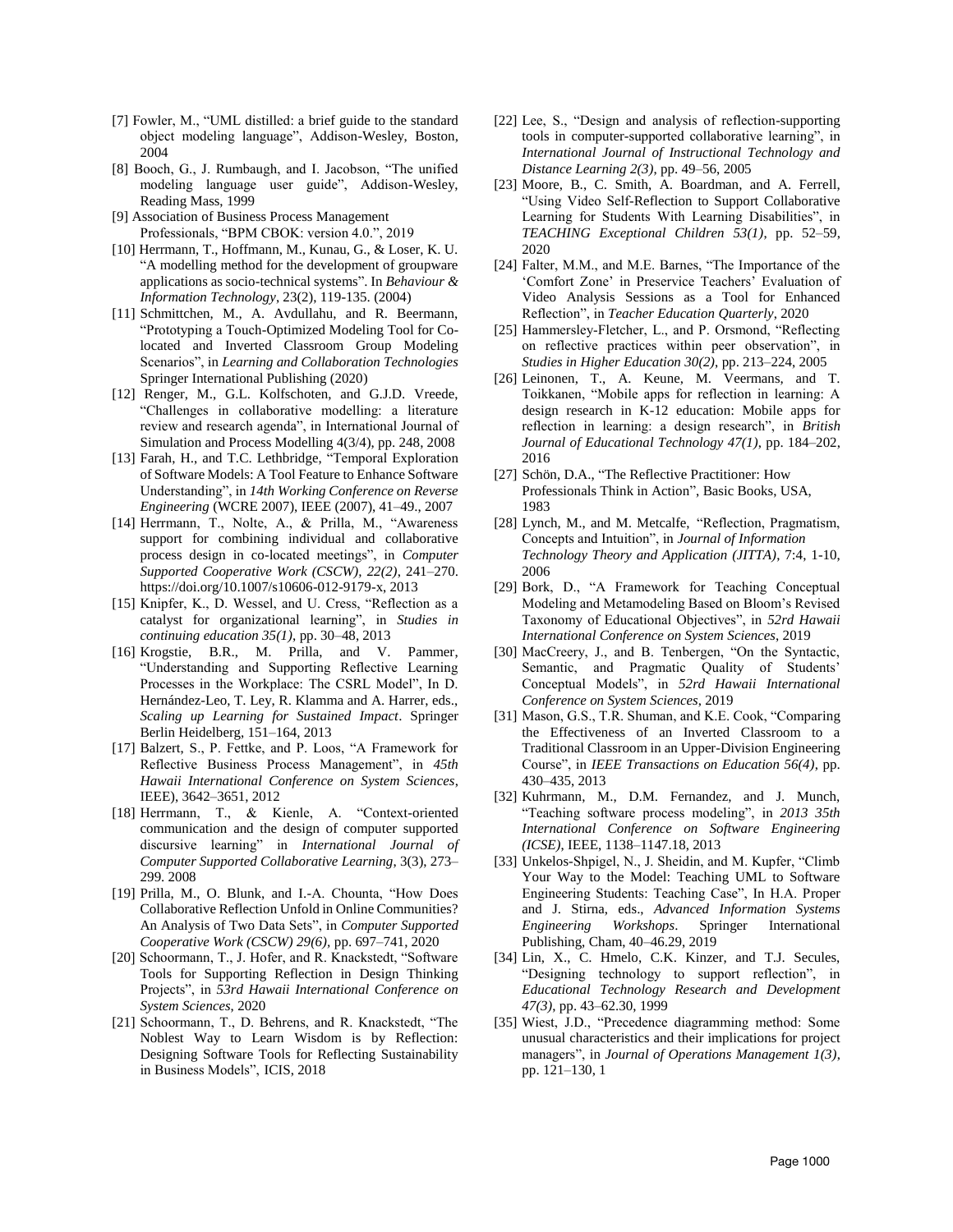[7] Fowler, M., "UML distilled: a brief guide to the standard object modeling language", Addison-Wesley, Boston, 2004

[8] Booch, G., J. Rumbaugh, and I. Jacobson, "The unified modeling language user guide", Addison-Wesley, Reading Mass, 1999

[9] Association of Business Process Management Professionals, "BPM CBOK: version 4.0.", 2019

[10] Herrmann, T., Hoffmann, M., Kunau, G., & Loser, K. U. "A modelling method for the development of groupware applications as socio-technical systems". In *Behaviour & Information Technology*, 23(2), 119-135. (2004)

[11] Schmittchen, M., A. Avdullahu, and R. Beermann, "Prototyping a Touch-Optimized Modeling Tool for Co-located and Inverted Classroom Group Modeling Scenarios", in *Learning and Collaboration Technologies* Springer International Publishing (2020)

[12] Renger, M., G.L. Kolfschoten, and G.J.D. Vreede, "Challenges in collaborative modelling: a literature review and research agenda", in International Journal of Simulation and Process Modelling 4(3/4), pp. 248, 2008

[13] Farah, H., and T.C. Lethbridge, "Temporal Exploration of Software Models: A Tool Feature to Enhance Software Understanding", in *14th Working Conference on Reverse Engineering* (WCRE 2007), IEEE (2007), 41–49., 2007

[14] Herrmann, T., Nolte, A., & Prilla, M., "Awareness support for combining individual and collaborative process design in co-located meetings", in *Computer Supported Cooperative Work (CSCW), 22(2)*, 241–270. https://doi.org/10.1007/s10606-012-9179-x, 2013

[15] Knipfer, K., D. Wessel, and U. Cress, "Reflection as a catalyst for organizational learning", in *Studies in continuing education 35(1)*, pp. 30–48, 2013

[16] Krogstie, B.R., M. Prilla, and V. Pammer, "Understanding and Supporting Reflective Learning Processes in the Workplace: The CSRL Model", In D. Hernández-Leo, T. Ley, R. Klamma and A. Harrer, eds., *Scaling up Learning for Sustained Impact*. Springer Berlin Heidelberg, 151–164, 2013

[17] Balzert, S., P. Fettke, and P. Loos, "A Framework for Reflective Business Process Management", in *45th Hawaii International Conference on System Sciences*, IEEE), 3642–3651, 2012

[18] Herrmann, T., & Kienle, A. "Context-oriented communication and the design of computer supported discursive learning" in *International Journal of Computer Supported Collaborative Learning*, 3(3), 273–299. 2008

[19] Prilla, M., O. Blunk, and I.-A. Chounta, "How Does Collaborative Reflection Unfold in Online Communities? An Analysis of Two Data Sets", in *Computer Supported Cooperative Work (CSCW) 29(6)*, pp. 697–741, 2020

[20] Schoormann, T., J. Hofer, and R. Knackstedt, "Software Tools for Supporting Reflection in Design Thinking Projects", in *53rd Hawaii International Conference on System Sciences*, 2020

[21] Schoormann, T., D. Behrens, and R. Knackstedt, "The Noblest Way to Learn Wisdom is by Reflection: Designing Software Tools for Reflecting Sustainability in Business Models", ICIS, 2018

[22] Lee, S., "Design and analysis of reflection-supporting tools in computer-supported collaborative learning", in *International Journal of Instructional Technology and Distance Learning 2(3)*, pp. 49–56, 2005

[23] Moore, B., C. Smith, A. Boardman, and A. Ferrell, "Using Video Self-Reflection to Support Collaborative Learning for Students With Learning Disabilities", in *TEACHING Exceptional Children 53(1)*, pp. 52–59, 2020

[24] Falter, M.M., and M.E. Barnes, "The Importance of the 'Comfort Zone' in Preservice Teachers' Evaluation of Video Analysis Sessions as a Tool for Enhanced Reflection", in *Teacher Education Quarterly*, 2020

[25] Hammersley-Fletcher, L., and P. Orsmond, "Reflecting on reflective practices within peer observation", in *Studies in Higher Education 30(2)*, pp. 213–224, 2005

[26] Leinonen, T., A. Keune, M. Veermans, and T. Toikkanen, "Mobile apps for reflection in learning: A design research in K-12 education: Mobile apps for reflection in learning: a design research", in *British Journal of Educational Technology 47(1)*, pp. 184–202, 2016

[27] Schön, D.A., "The Reflective Practitioner: How Professionals Think in Action", Basic Books, USA, 1983

[28] Lynch, M., and M. Metcalfe, "Reflection, Pragmatism, Concepts and Intuition", in *Journal of Information Technology Theory and Application (JITTA)*, 7:4, 1-10, 2006

[29] Bork, D., "A Framework for Teaching Conceptual Modeling and Metamodeling Based on Bloom's Revised Taxonomy of Educational Objectives", in *52rd Hawaii International Conference on System Sciences*, 2019

[30] MacCreery, J., and B. Tenbergen, "On the Syntactic, Semantic, and Pragmatic Quality of Students' Conceptual Models", in *52rd Hawaii International Conference on System Sciences*, 2019

[31] Mason, G.S., T.R. Shuman, and K.E. Cook, "Comparing the Effectiveness of an Inverted Classroom to a Traditional Classroom in an Upper-Division Engineering Course", in *IEEE Transactions on Education 56(4)*, pp. 430–435, 2013

[32] Kuhrmann, M., D.M. Fernandez, and J. Munch, "Teaching software process modeling", in *2013 35th International Conference on Software Engineering (ICSE)*, IEEE, 1138–1147.18, 2013

[33] Unkelos-Shpigel, N., J. Sheidin, and M. Kupfer, "Climb Your Way to the Model: Teaching UML to Software Engineering Students: Teaching Case", In H.A. Proper and J. Stirna, eds., *Advanced Information Systems Engineering Workshops*. Springer International Publishing, Cham, 40–46.29, 2019

[34] Lin, X., C. Hmelo, C.K. Kinzer, and T.J. Secules, "Designing technology to support reflection", in *Educational Technology Research and Development 47(3)*, pp. 43–62.30, 1999

[35] Wiest, J.D., "Precedence diagramming method: Some unusual characteristics and their implications for project managers", in *Journal of Operations Management 1(3)*, pp. 121–130, 1